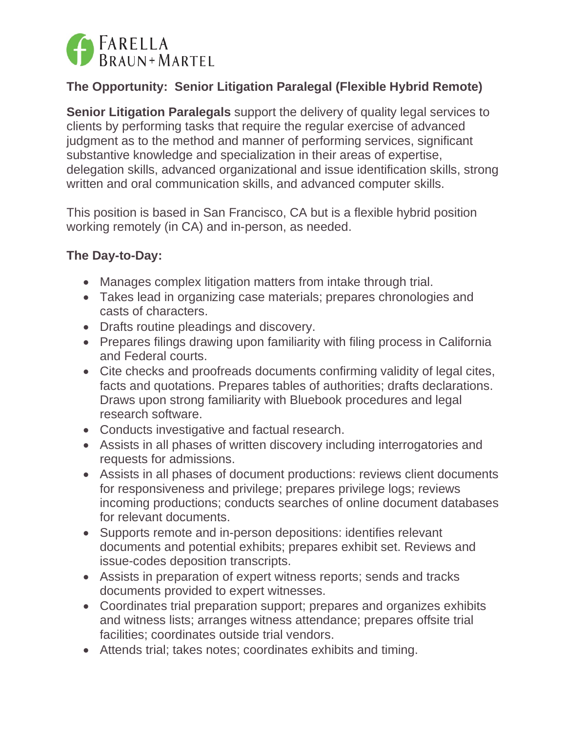FARELLA BRAUN + MARTEL

## The Opportunity: Senior Litigation Paralegal (Flexible Hybrid Remote)

**Senior Litigation Paralegals** support the delivery of quality legal services to clients by performing tasks that require the regular exercise of advanced judgment as to the method and manner of performing services, significant substantive knowledge and specialization in their areas of expertise, delegation skills, advanced organizational and issue identification skills, strong written and oral communication skills, and advanced computer skills.

This position is based in San Francisco, CA but is a flexible hybrid position working remotely (in CA) and in-person, as needed.

### The Day-to-Day:

- Manages complex litigation matters from intake through trial.
- Takes lead in organizing case materials; prepares chronologies and casts of characters.
- Drafts routine pleadings and discovery.
- Prepares filings drawing upon familiarity with filing process in California and Federal courts.
- Cite checks and proofreads documents confirming validity of legal cites, facts and quotations. Prepares tables of authorities; drafts declarations. Draws upon strong familiarity with Bluebook procedures and legal research software.
- Conducts investigative and factual research.
- Assists in all phases of written discovery including interrogatories and requests for admissions.
- Assists in all phases of document productions: reviews client documents for responsiveness and privilege; prepares privilege logs; reviews incoming productions; conducts searches of online document databases for relevant documents.
- Supports remote and in-person depositions: identifies relevant documents and potential exhibits; prepares exhibit set. Reviews and issue-codes deposition transcripts.
- Assists in preparation of expert witness reports; sends and tracks documents provided to expert witnesses.
- Coordinates trial preparation support; prepares and organizes exhibits and witness lists; arranges witness attendance; prepares offsite trial facilities; coordinates outside trial vendors.
- Attends trial; takes notes; coordinates exhibits and timing.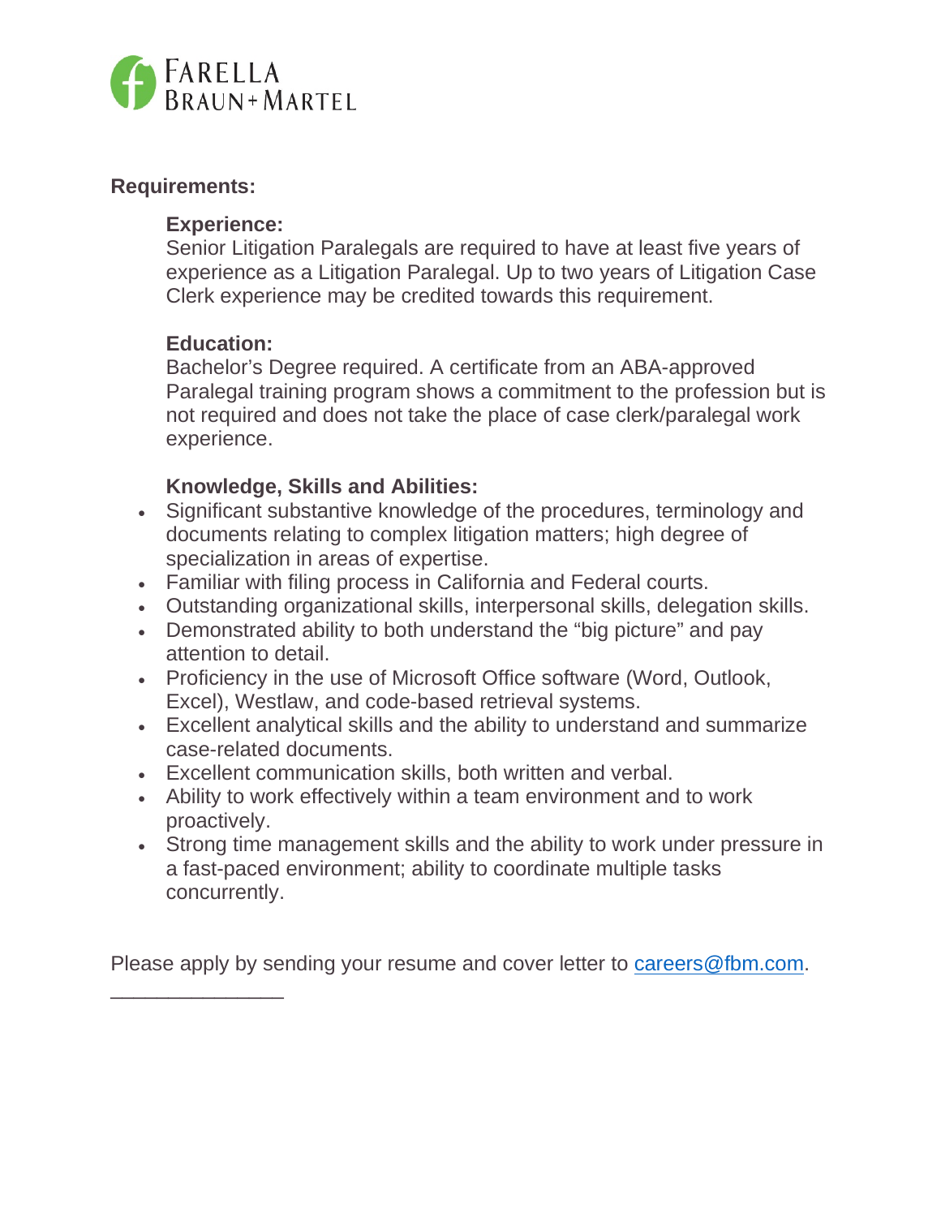**Requirements:**

**Experience:**
Senior Litigation Paralegals are required to have at least five years of experience as a Litigation Paralegal. Up to two years of Litigation Case Clerk experience may be credited towards this requirement.

**Education:**
Bachelor's Degree required. A certificate from an ABA-approved Paralegal training program shows a commitment to the profession but is not required and does not take the place of case clerk/paralegal work experience.

**Knowledge, Skills and Abilities:**

- Significant substantive knowledge of the procedures, terminology and documents relating to complex litigation matters; high degree of specialization in areas of expertise.
- Familiar with filing process in California and Federal courts.
- Outstanding organizational skills, interpersonal skills, delegation skills.
- Demonstrated ability to both understand the "big picture" and pay attention to detail.
- Proficiency in the use of Microsoft Office software (Word, Outlook, Excel), Westlaw, and code-based retrieval systems.
- Excellent analytical skills and the ability to understand and summarize case-related documents.
- Excellent communication skills, both written and verbal.
- Ability to work effectively within a team environment and to work proactively.
- Strong time management skills and the ability to work under pressure in a fast-paced environment; ability to coordinate multiple tasks concurrently.

Please apply by sending your resume and cover letter to careers@fbm.com.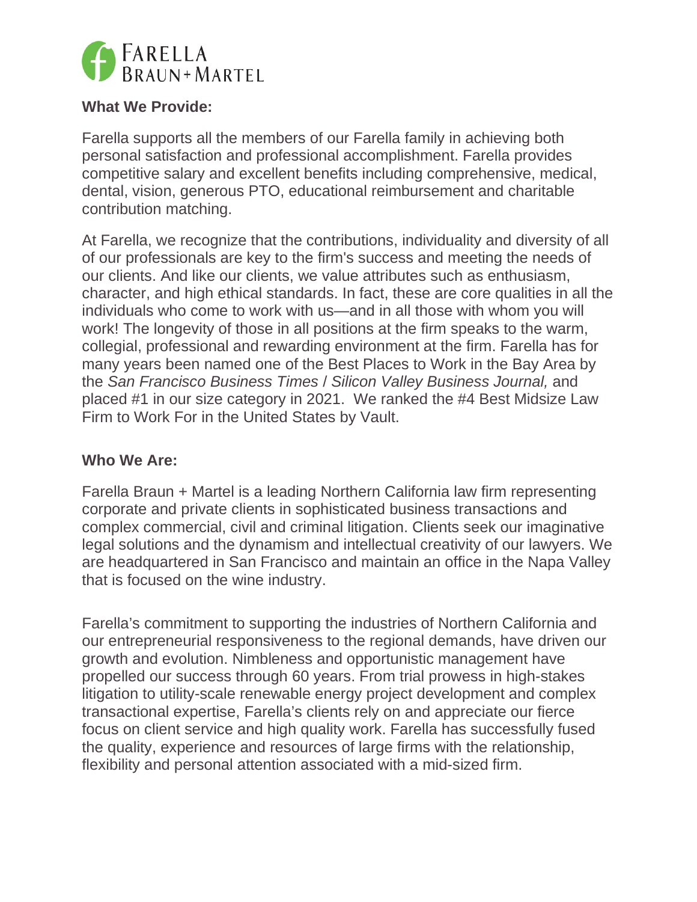FARELLA BRAUN + MARTEL

**What We Provide:**

Farella supports all the members of our Farella family in achieving both personal satisfaction and professional accomplishment. Farella provides competitive salary and excellent benefits including comprehensive, medical, dental, vision, generous PTO, educational reimbursement and charitable contribution matching.

At Farella, we recognize that the contributions, individuality and diversity of all of our professionals are key to the firm's success and meeting the needs of our clients. And like our clients, we value attributes such as enthusiasm, character, and high ethical standards. In fact, these are core qualities in all the individuals who come to work with us—and in all those with whom you will work! The longevity of those in all positions at the firm speaks to the warm, collegial, professional and rewarding environment at the firm. Farella has for many years been named one of the Best Places to Work in the Bay Area by the *San Francisco Business Times* / *Silicon Valley Business Journal,* and placed #1 in our size category in 2021. We ranked the #4 Best Midsize Law Firm to Work For in the United States by Vault.

**Who We Are:**

Farella Braun + Martel is a leading Northern California law firm representing corporate and private clients in sophisticated business transactions and complex commercial, civil and criminal litigation. Clients seek our imaginative legal solutions and the dynamism and intellectual creativity of our lawyers. We are headquartered in San Francisco and maintain an office in the Napa Valley that is focused on the wine industry.

Farella's commitment to supporting the industries of Northern California and our entrepreneurial responsiveness to the regional demands, have driven our growth and evolution. Nimbleness and opportunistic management have propelled our success through 60 years. From trial prowess in high-stakes litigation to utility-scale renewable energy project development and complex transactional expertise, Farella's clients rely on and appreciate our fierce focus on client service and high quality work. Farella has successfully fused the quality, experience and resources of large firms with the relationship, flexibility and personal attention associated with a mid-sized firm.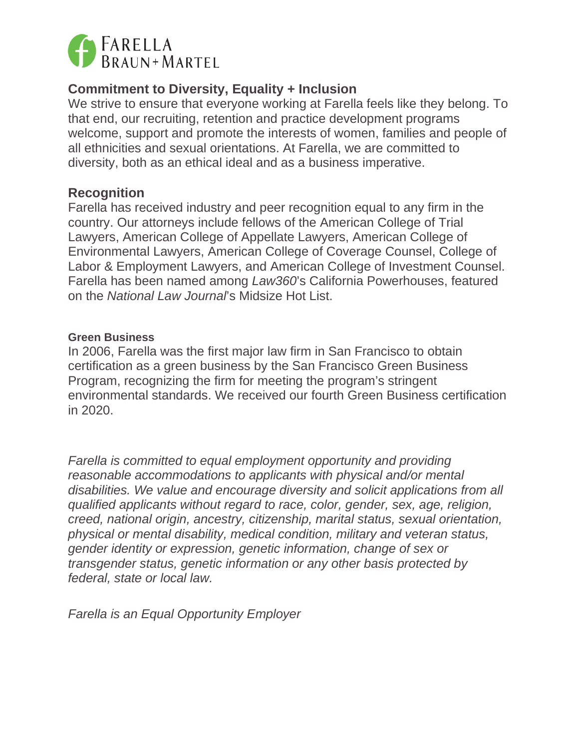FARELLA BRAUN+MARTEL

## Commitment to Diversity, Equality + Inclusion

We strive to ensure that everyone working at Farella feels like they belong. To that end, our recruiting, retention and practice development programs welcome, support and promote the interests of women, families and people of all ethnicities and sexual orientations. At Farella, we are committed to diversity, both as an ethical ideal and as a business imperative.

## Recognition

Farella has received industry and peer recognition equal to any firm in the country. Our attorneys include fellows of the American College of Trial Lawyers, American College of Appellate Lawyers, American College of Environmental Lawyers, American College of Coverage Counsel, College of Labor & Employment Lawyers, and American College of Investment Counsel. Farella has been named among *Law360*'s California Powerhouses, featured on the *National Law Journal*'s Midsize Hot List.

### Green Business

In 2006, Farella was the first major law firm in San Francisco to obtain certification as a green business by the San Francisco Green Business Program, recognizing the firm for meeting the program's stringent environmental standards. We received our fourth Green Business certification in 2020.

*Farella is committed to equal employment opportunity and providing reasonable accommodations to applicants with physical and/or mental disabilities. We value and encourage diversity and solicit applications from all qualified applicants without regard to race, color, gender, sex, age, religion, creed, national origin, ancestry, citizenship, marital status, sexual orientation, physical or mental disability, medical condition, military and veteran status, gender identity or expression, genetic information, change of sex or transgender status, genetic information or any other basis protected by federal, state or local law.*

*Farella is an Equal Opportunity Employer*